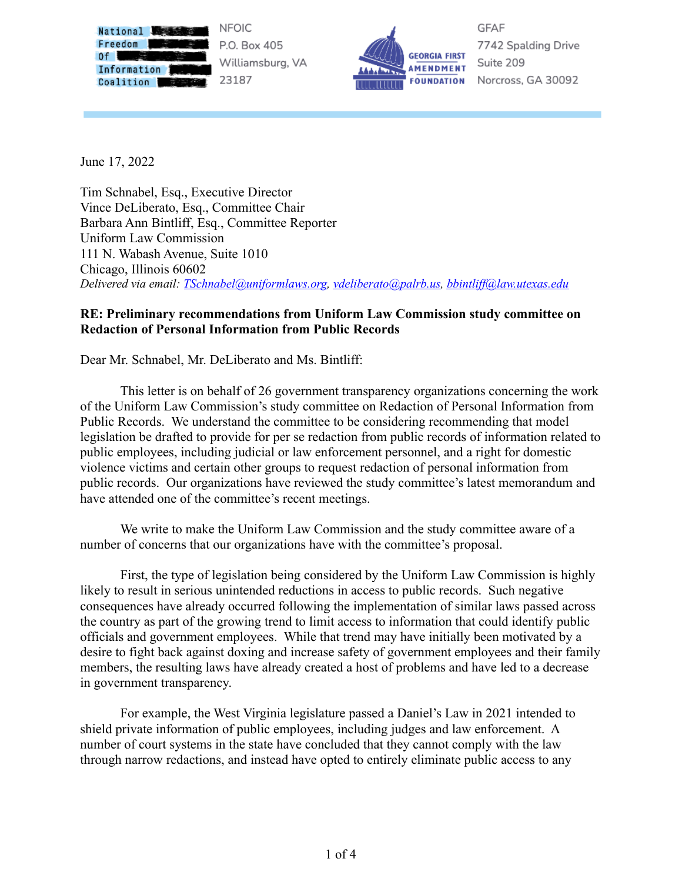National Freedom Of Information Coalition

NFOIC
P.O. Box 405
Williamsburg, VA
23187

GEORGIA FIRST AMENDMENT FOUNDATION

GFAF
7742 Spalding Drive
Suite 209
Norcross, GA 30092

June 17, 2022

Tim Schnabel, Esq., Executive Director
Vince DeLiberato, Esq., Committee Chair
Barbara Ann Bintliff, Esq., Committee Reporter
Uniform Law Commission
111 N. Wabash Avenue, Suite 1010
Chicago, Illinois 60602
*Delivered via email: TSchnabel@uniformlaws.org, vdeliberato@palrb.us, bbintliff@law.utexas.edu*

**RE: Preliminary recommendations from Uniform Law Commission study committee on Redaction of Personal Information from Public Records**

Dear Mr. Schnabel, Mr. DeLiberato and Ms. Bintliff:

This letter is on behalf of 26 government transparency organizations concerning the work of the Uniform Law Commission's study committee on Redaction of Personal Information from Public Records. We understand the committee to be considering recommending that model legislation be drafted to provide for per se redaction from public records of information related to public employees, including judicial or law enforcement personnel, and a right for domestic violence victims and certain other groups to request redaction of personal information from public records. Our organizations have reviewed the study committee's latest memorandum and have attended one of the committee's recent meetings.

We write to make the Uniform Law Commission and the study committee aware of a number of concerns that our organizations have with the committee's proposal.

First, the type of legislation being considered by the Uniform Law Commission is highly likely to result in serious unintended reductions in access to public records. Such negative consequences have already occurred following the implementation of similar laws passed across the country as part of the growing trend to limit access to information that could identify public officials and government employees. While that trend may have initially been motivated by a desire to fight back against doxing and increase safety of government employees and their family members, the resulting laws have already created a host of problems and have led to a decrease in government transparency.

For example, the West Virginia legislature passed a Daniel's Law in 2021 intended to shield private information of public employees, including judges and law enforcement. A number of court systems in the state have concluded that they cannot comply with the law through narrow redactions, and instead have opted to entirely eliminate public access to any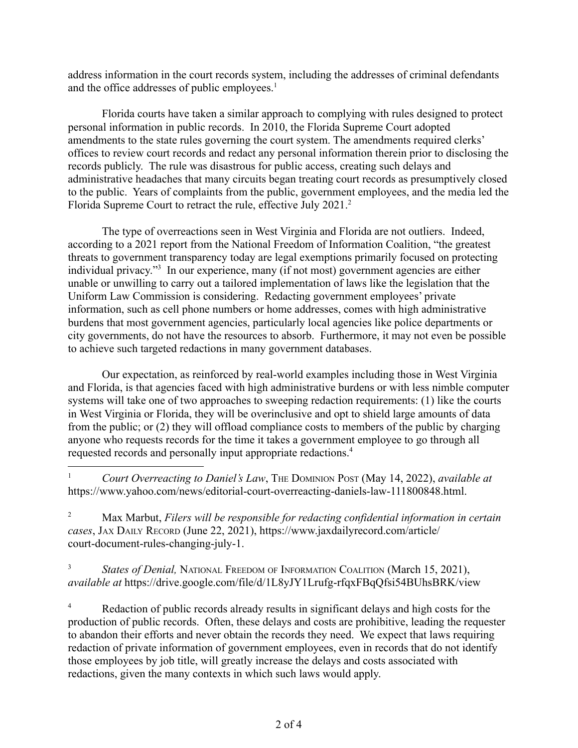address information in the court records system, including the addresses of criminal defendants and the office addresses of public employees.[1]

Florida courts have taken a similar approach to complying with rules designed to protect personal information in public records. In 2010, the Florida Supreme Court adopted amendments to the state rules governing the court system. The amendments required clerks' offices to review court records and redact any personal information therein prior to disclosing the records publicly. The rule was disastrous for public access, creating such delays and administrative headaches that many circuits began treating court records as presumptively closed to the public. Years of complaints from the public, government employees, and the media led the Florida Supreme Court to retract the rule, effective July 2021.[2]

The type of overreactions seen in West Virginia and Florida are not outliers. Indeed, according to a 2021 report from the National Freedom of Information Coalition, "the greatest threats to government transparency today are legal exemptions primarily focused on protecting individual privacy."[3] In our experience, many (if not most) government agencies are either unable or unwilling to carry out a tailored implementation of laws like the legislation that the Uniform Law Commission is considering. Redacting government employees' private information, such as cell phone numbers or home addresses, comes with high administrative burdens that most government agencies, particularly local agencies like police departments or city governments, do not have the resources to absorb. Furthermore, it may not even be possible to achieve such targeted redactions in many government databases.

Our expectation, as reinforced by real-world examples including those in West Virginia and Florida, is that agencies faced with high administrative burdens or with less nimble computer systems will take one of two approaches to sweeping redaction requirements: (1) like the courts in West Virginia or Florida, they will be overinclusive and opt to shield large amounts of data from the public; or (2) they will offload compliance costs to members of the public by charging anyone who requests records for the time it takes a government employee to go through all requested records and personally input appropriate redactions.[4]

---

[1] *Court Overreacting to Daniel's Law*, The Dominion Post (May 14, 2022), *available at* https://www.yahoo.com/news/editorial-court-overreacting-daniels-law-111800848.html.

[2] Max Marbut, *Filers will be responsible for redacting confidential information in certain cases*, Jax Daily Record (June 22, 2021), https://www.jaxdailyrecord.com/article/court-document-rules-changing-july-1.

[3] *States of Denial,* National Freedom of Information Coalition (March 15, 2021), *available at* https://drive.google.com/file/d/1L8yJY1Lrufg-rfqxFBqQfsi54BUhsBRK/view

[4] Redaction of public records already results in significant delays and high costs for the production of public records. Often, these delays and costs are prohibitive, leading the requester to abandon their efforts and never obtain the records they need. We expect that laws requiring redaction of private information of government employees, even in records that do not identify those employees by job title, will greatly increase the delays and costs associated with redactions, given the many contexts in which such laws would apply.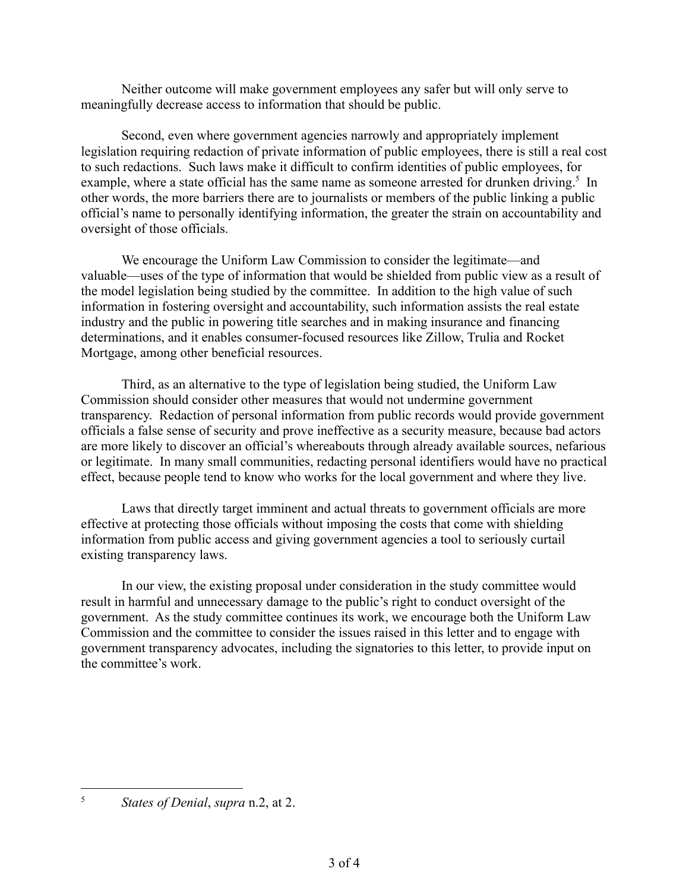Neither outcome will make government employees any safer but will only serve to meaningfully decrease access to information that should be public.

Second, even where government agencies narrowly and appropriately implement legislation requiring redaction of private information of public employees, there is still a real cost to such redactions. Such laws make it difficult to confirm identities of public employees, for example, where a state official has the same name as someone arrested for drunken driving.[5] In other words, the more barriers there are to journalists or members of the public linking a public official's name to personally identifying information, the greater the strain on accountability and oversight of those officials.

We encourage the Uniform Law Commission to consider the legitimate—and valuable—uses of the type of information that would be shielded from public view as a result of the model legislation being studied by the committee. In addition to the high value of such information in fostering oversight and accountability, such information assists the real estate industry and the public in powering title searches and in making insurance and financing determinations, and it enables consumer-focused resources like Zillow, Trulia and Rocket Mortgage, among other beneficial resources.

Third, as an alternative to the type of legislation being studied, the Uniform Law Commission should consider other measures that would not undermine government transparency. Redaction of personal information from public records would provide government officials a false sense of security and prove ineffective as a security measure, because bad actors are more likely to discover an official's whereabouts through already available sources, nefarious or legitimate. In many small communities, redacting personal identifiers would have no practical effect, because people tend to know who works for the local government and where they live.

Laws that directly target imminent and actual threats to government officials are more effective at protecting those officials without imposing the costs that come with shielding information from public access and giving government agencies a tool to seriously curtail existing transparency laws.

In our view, the existing proposal under consideration in the study committee would result in harmful and unnecessary damage to the public's right to conduct oversight of the government. As the study committee continues its work, we encourage both the Uniform Law Commission and the committee to consider the issues raised in this letter and to engage with government transparency advocates, including the signatories to this letter, to provide input on the committee's work.

---

[5] *States of Denial*, *supra* n.2, at 2.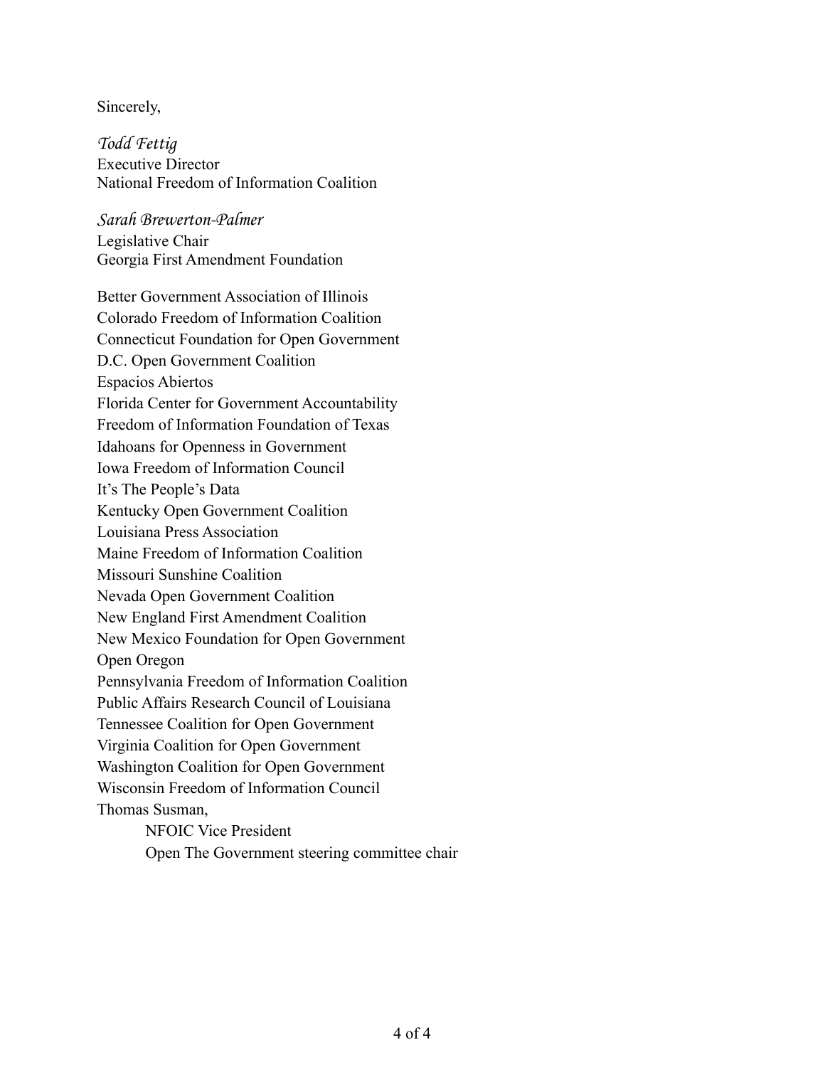Sincerely,

*Todd Fettig*
Executive Director
National Freedom of Information Coalition

*Sarah Brewerton-Palmer*
Legislative Chair
Georgia First Amendment Foundation

Better Government Association of Illinois
Colorado Freedom of Information Coalition
Connecticut Foundation for Open Government
D.C. Open Government Coalition
Espacios Abiertos
Florida Center for Government Accountability
Freedom of Information Foundation of Texas
Idahoans for Openness in Government
Iowa Freedom of Information Council
It's The People's Data
Kentucky Open Government Coalition
Louisiana Press Association
Maine Freedom of Information Coalition
Missouri Sunshine Coalition
Nevada Open Government Coalition
New England First Amendment Coalition
New Mexico Foundation for Open Government
Open Oregon
Pennsylvania Freedom of Information Coalition
Public Affairs Research Council of Louisiana
Tennessee Coalition for Open Government
Virginia Coalition for Open Government
Washington Coalition for Open Government
Wisconsin Freedom of Information Council
Thomas Susman,
 NFOIC Vice President
 Open The Government steering committee chair